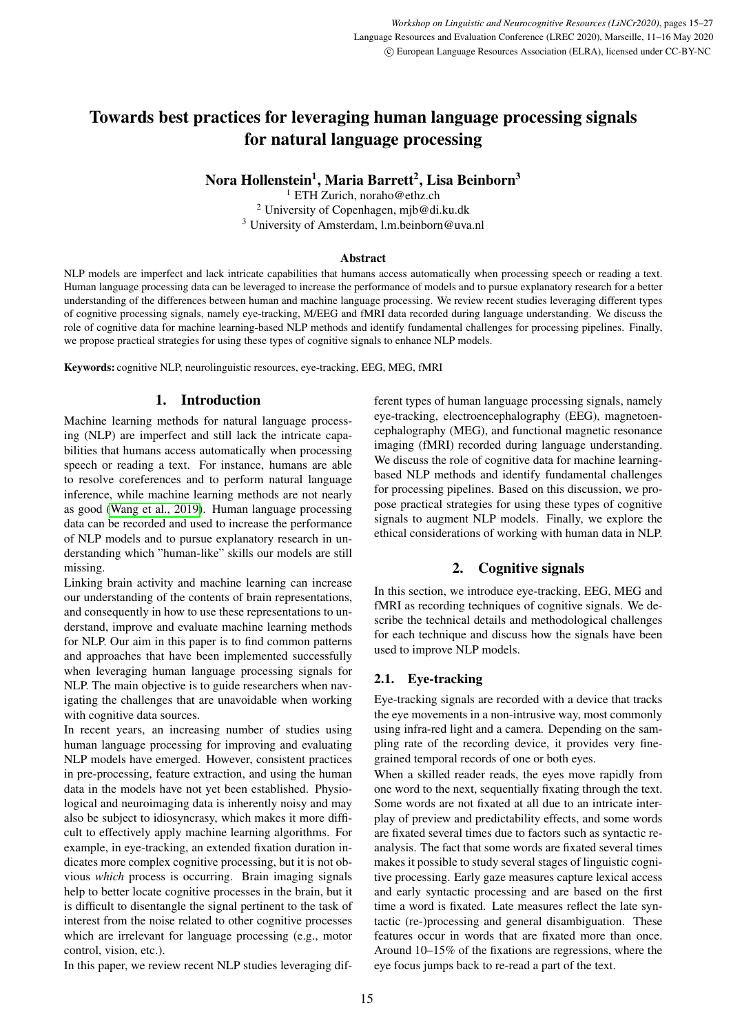# Towards best practices for leveraging human language processing signals for natural language processing

**Nora Hollenstein[1], Maria Barrett[2], Lisa Beinborn[3]**

[1] ETH Zurich, noraho@ethz.ch
[2] University of Copenhagen, mjb@di.ku.dk
[3] University of Amsterdam, l.m.beinborn@uva.nl

### Abstract

NLP models are imperfect and lack intricate capabilities that humans access automatically when processing speech or reading a text. Human language processing data can be leveraged to increase the performance of models and to pursue explanatory research for a better understanding of the differences between human and machine language processing. We review recent studies leveraging different types of cognitive processing signals, namely eye-tracking, M/EEG and fMRI data recorded during language understanding. We discuss the role of cognitive data for machine learning-based NLP methods and identify fundamental challenges for processing pipelines. Finally, we propose practical strategies for using these types of cognitive signals to enhance NLP models.

**Keywords:** cognitive NLP, neurolinguistic resources, eye-tracking, EEG, MEG, fMRI

## 1. Introduction

Machine learning methods for natural language processing (NLP) are imperfect and still lack the intricate capabilities that humans access automatically when processing speech or reading a text. For instance, humans are able to resolve coreferences and to perform natural language inference, while machine learning methods are not nearly as good (Wang et al., 2019). Human language processing data can be recorded and used to increase the performance of NLP models and to pursue explanatory research in understanding which "human-like" skills our models are still missing.

Linking brain activity and machine learning can increase our understanding of the contents of brain representations, and consequently in how to use these representations to understand, improve and evaluate machine learning methods for NLP. Our aim in this paper is to find common patterns and approaches that have been implemented successfully when leveraging human language processing signals for NLP. The main objective is to guide researchers when navigating the challenges that are unavoidable when working with cognitive data sources.

In recent years, an increasing number of studies using human language processing for improving and evaluating NLP models have emerged. However, consistent practices in pre-processing, feature extraction, and using the human data in the models have not yet been established. Physiological and neuroimaging data is inherently noisy and may also be subject to idiosyncrasy, which makes it more difficult to effectively apply machine learning algorithms. For example, in eye-tracking, an extended fixation duration indicates more complex cognitive processing, but it is not obvious *which* process is occurring. Brain imaging signals help to better locate cognitive processes in the brain, but it is difficult to disentangle the signal pertinent to the task of interest from the noise related to other cognitive processes which are irrelevant for language processing (e.g., motor control, vision, etc.).

In this paper, we review recent NLP studies leveraging different types of human language processing signals, namely eye-tracking, electroencephalography (EEG), magnetoencephalography (MEG), and functional magnetic resonance imaging (fMRI) recorded during language understanding. We discuss the role of cognitive data for machine learning-based NLP methods and identify fundamental challenges for processing pipelines. Based on this discussion, we propose practical strategies for using these types of cognitive signals to augment NLP models. Finally, we explore the ethical considerations of working with human data in NLP.

## 2. Cognitive signals

In this section, we introduce eye-tracking, EEG, MEG and fMRI as recording techniques of cognitive signals. We describe the technical details and methodological challenges for each technique and discuss how the signals have been used to improve NLP models.

### 2.1. Eye-tracking

Eye-tracking signals are recorded with a device that tracks the eye movements in a non-intrusive way, most commonly using infra-red light and a camera. Depending on the sampling rate of the recording device, it provides very fine-grained temporal records of one or both eyes.

When a skilled reader reads, the eyes move rapidly from one word to the next, sequentially fixating through the text. Some words are not fixated at all due to an intricate interplay of preview and predictability effects, and some words are fixated several times due to factors such as syntactic reanalysis. The fact that some words are fixated several times makes it possible to study several stages of linguistic cognitive processing. Early gaze measures capture lexical access and early syntactic processing and are based on the first time a word is fixated. Late measures reflect the late syntactic (re-)processing and general disambiguation. These features occur in words that are fixated more than once. Around 10–15% of the fixations are regressions, where the eye focus jumps back to re-read a part of the text.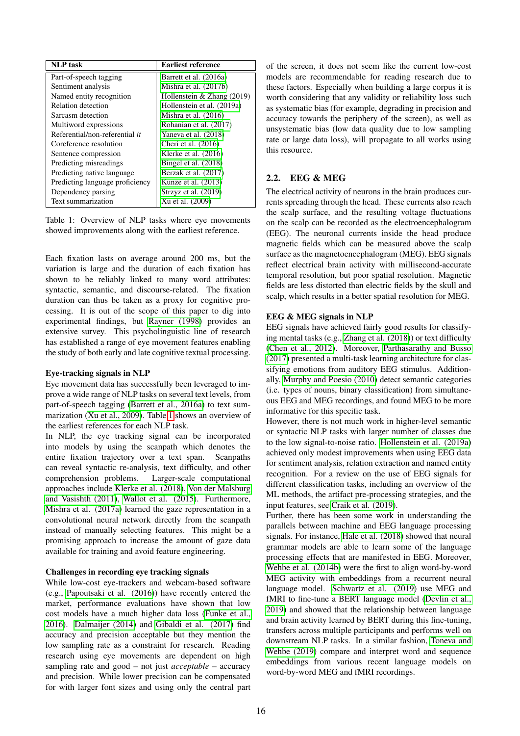| NLP task | Earliest reference |
|---|---|
| Part-of-speech tagging | Barrett et al. (2016a) |
| Sentiment analysis | Mishra et al. (2017b) |
| Named entity recognition | Hollenstein & Zhang (2019) |
| Relation detection | Hollenstein et al. (2019a) |
| Sarcasm detection | Mishra et al. (2016) |
| Multiword expressions | Rohanian et al. (2017) |
| Referential/non-referential *it* | Yaneva et al. (2018) |
| Coreference resolution | Cheri et al. (2016) |
| Sentence compression | Klerke et al. (2016) |
| Predicting misreadings | Bingel et al. (2018) |
| Predicting native language | Berzak et al. (2017) |
| Predicting language proficiency | Kunze et al. (2013) |
| Dependency parsing | Strzyz et al. (2019) |
| Text summarization | Xu et al. (2009) |

Table 1: Overview of NLP tasks where eye movements showed improvements along with the earliest reference.

Each fixation lasts on average around 200 ms, but the variation is large and the duration of each fixation has shown to be reliably linked to many word attributes: syntactic, semantic, and discourse-related. The fixation duration can thus be taken as a proxy for cognitive processing. It is out of the scope of this paper to dig into experimental findings, but Rayner (1998) provides an extensive survey. This psycholinguistic line of research has established a range of eye movement features enabling the study of both early and late cognitive textual processing.

**Eye-tracking signals in NLP**

Eye movement data has successfully been leveraged to improve a wide range of NLP tasks on several text levels, from part-of-speech tagging (Barrett et al., 2016a) to text summarization (Xu et al., 2009). Table 1 shows an overview of the earliest references for each NLP task.

In NLP, the eye tracking signal can be incorporated into models by using the scanpath which denotes the entire fixation trajectory over a text span. Scanpaths can reveal syntactic re-analysis, text difficulty, and other comprehension problems. Larger-scale computational approaches include Klerke et al. (2018), Von der Malsburg and Vasishth (2011), Wallot et al. (2015). Furthermore, Mishra et al. (2017a) learned the gaze representation in a convolutional neural network directly from the scanpath instead of manually selecting features. This might be a promising approach to increase the amount of gaze data available for training and avoid feature engineering.

**Challenges in recording eye tracking signals**

While low-cost eye-trackers and webcam-based software (e.g., Papoutsaki et al. (2016)) have recently entered the market, performance evaluations have shown that low cost models have a much higher data loss (Funke et al., 2016). Dalmaijer (2014) and Gibaldi et al. (2017) find accuracy and precision acceptable but they mention the low sampling rate as a constraint for research. Reading research using eye movements are dependent on high sampling rate and good – not just *acceptable* – accuracy and precision. While lower precision can be compensated for with larger font sizes and using only the central part of the screen, it does not seem like the current low-cost models are recommendable for reading research due to these factors. Especially when building a large corpus it is worth considering that any validity or reliability loss such as systematic bias (for example, degrading in precision and accuracy towards the periphery of the screen), as well as unsystematic bias (low data quality due to low sampling rate or large data loss), will propagate to all works using this resource.

## 2.2. EEG & MEG

The electrical activity of neurons in the brain produces currents spreading through the head. These currents also reach the scalp surface, and the resulting voltage fluctuations on the scalp can be recorded as the electroencephalogram (EEG). The neuronal currents inside the head produce magnetic fields which can be measured above the scalp surface as the magnetoencephalogram (MEG). EEG signals reflect electrical brain activity with millisecond-accurate temporal resolution, but poor spatial resolution. Magnetic fields are less distorted than electric fields by the skull and scalp, which results in a better spatial resolution for MEG.

**EEG & MEG signals in NLP**

EEG signals have achieved fairly good results for classifying mental tasks (e.g., Zhang et al. (2018)) or text difficulty (Chen et al., 2012). Moreover, Parthasarathy and Busso (2017) presented a multi-task learning architecture for classifying emotions from auditory EEG stimulus. Additionally, Murphy and Poesio (2010) detect semantic categories (i.e. types of nouns, binary classification) from simultaneous EEG and MEG recordings, and found MEG to be more informative for this specific task.

However, there is not much work in higher-level semantic or syntactic NLP tasks with larger number of classes due to the low signal-to-noise ratio. Hollenstein et al. (2019a) achieved only modest improvements when using EEG data for sentiment analysis, relation extraction and named entity recognition. For a review on the use of EEG signals for different classification tasks, including an overview of the ML methods, the artifact pre-processing strategies, and the input features, see Craik et al. (2019).

Further, there has been some work in understanding the parallels between machine and EEG language processing signals. For instance, Hale et al. (2018) showed that neural grammar models are able to learn some of the language processing effects that are manifested in EEG. Moreover, Wehbe et al. (2014b) were the first to align word-by-word MEG activity with embeddings from a recurrent neural language model. Schwartz et al. (2019) use MEG and fMRI to fine-tune a BERT language model (Devlin et al., 2019) and showed that the relationship between language and brain activity learned by BERT during this fine-tuning, transfers across multiple participants and performs well on downstream NLP tasks. In a similar fashion, Toneva and Wehbe (2019) compare and interpret word and sequence embeddings from various recent language models on word-by-word MEG and fMRI recordings.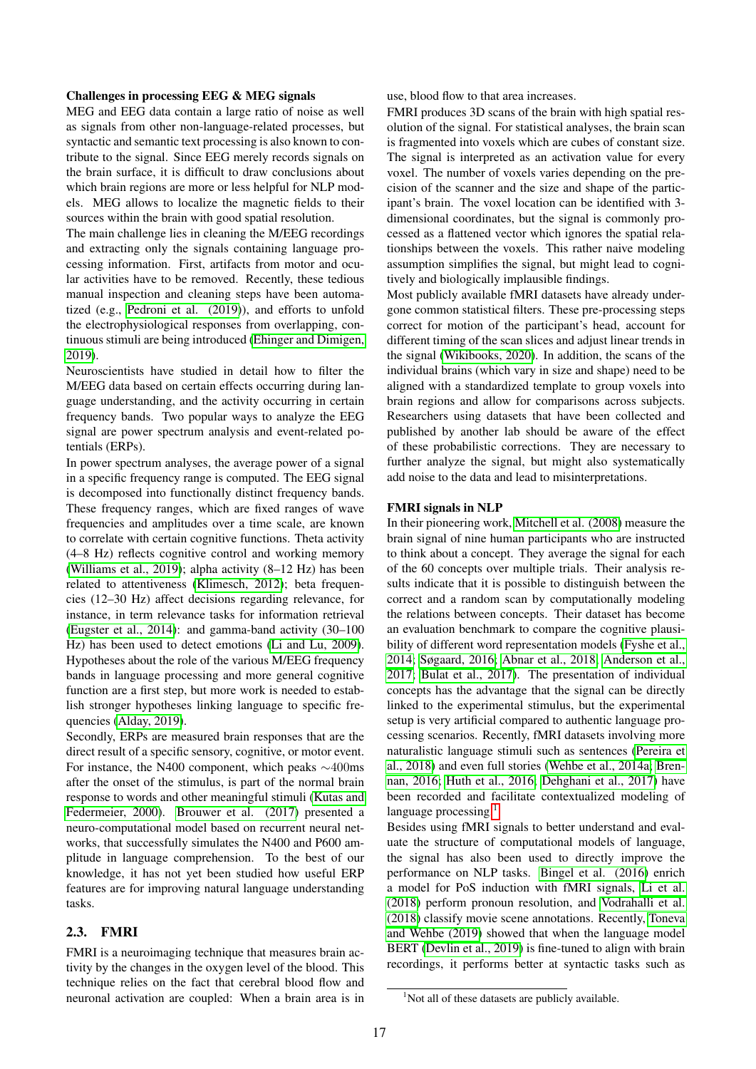**Challenges in processing EEG & MEG signals**

MEG and EEG data contain a large ratio of noise as well as signals from other non-language-related processes, but syntactic and semantic text processing is also known to contribute to the signal. Since EEG merely records signals on the brain surface, it is difficult to draw conclusions about which brain regions are more or less helpful for NLP models. MEG allows to localize the magnetic fields to their sources within the brain with good spatial resolution.

The main challenge lies in cleaning the M/EEG recordings and extracting only the signals containing language processing information. First, artifacts from motor and ocular activities have to be removed. Recently, these tedious manual inspection and cleaning steps have been automatized (e.g., Pedroni et al. (2019)), and efforts to unfold the electrophysiological responses from overlapping, continuous stimuli are being introduced (Ehinger and Dimigen, 2019).

Neuroscientists have studied in detail how to filter the M/EEG data based on certain effects occurring during language understanding, and the activity occurring in certain frequency bands. Two popular ways to analyze the EEG signal are power spectrum analysis and event-related potentials (ERPs).

In power spectrum analyses, the average power of a signal in a specific frequency range is computed. The EEG signal is decomposed into functionally distinct frequency bands. These frequency ranges, which are fixed ranges of wave frequencies and amplitudes over a time scale, are known to correlate with certain cognitive functions. Theta activity (4–8 Hz) reflects cognitive control and working memory (Williams et al., 2019); alpha activity (8–12 Hz) has been related to attentiveness (Klimesch, 2012); beta frequencies (12–30 Hz) affect decisions regarding relevance, for instance, in term relevance tasks for information retrieval (Eugster et al., 2014): and gamma-band activity (30–100 Hz) has been used to detect emotions (Li and Lu, 2009). Hypotheses about the role of the various M/EEG frequency bands in language processing and more general cognitive function are a first step, but more work is needed to establish stronger hypotheses linking language to specific frequencies (Alday, 2019).

Secondly, ERPs are measured brain responses that are the direct result of a specific sensory, cognitive, or motor event. For instance, the N400 component, which peaks $\sim$400ms after the onset of the stimulus, is part of the normal brain response to words and other meaningful stimuli (Kutas and Federmeier, 2000). Brouwer et al. (2017) presented a neuro-computational model based on recurrent neural networks, that successfully simulates the N400 and P600 amplitude in language comprehension. To the best of our knowledge, it has not yet been studied how useful ERP features are for improving natural language understanding tasks.

## 2.3. FMRI

FMRI is a neuroimaging technique that measures brain activity by the changes in the oxygen level of the blood. This technique relies on the fact that cerebral blood flow and neuronal activation are coupled: When a brain area is in use, blood flow to that area increases.

FMRI produces 3D scans of the brain with high spatial resolution of the signal. For statistical analyses, the brain scan is fragmented into voxels which are cubes of constant size. The signal is interpreted as an activation value for every voxel. The number of voxels varies depending on the precision of the scanner and the size and shape of the participant's brain. The voxel location can be identified with 3-dimensional coordinates, but the signal is commonly processed as a flattened vector which ignores the spatial relationships between the voxels. This rather naive modeling assumption simplifies the signal, but might lead to cognitively and biologically implausible findings.

Most publicly available fMRI datasets have already undergone common statistical filters. These pre-processing steps correct for motion of the participant's head, account for different timing of the scan slices and adjust linear trends in the signal (Wikibooks, 2020). In addition, the scans of the individual brains (which vary in size and shape) need to be aligned with a standardized template to group voxels into brain regions and allow for comparisons across subjects. Researchers using datasets that have been collected and published by another lab should be aware of the effect of these probabilistic corrections. They are necessary to further analyze the signal, but might also systematically add noise to the data and lead to misinterpretations.

**FMRI signals in NLP**

In their pioneering work, Mitchell et al. (2008) measure the brain signal of nine human participants who are instructed to think about a concept. They average the signal for each of the 60 concepts over multiple trials. Their analysis results indicate that it is possible to distinguish between the correct and a random scan by computationally modeling the relations between concepts. Their dataset has become an evaluation benchmark to compare the cognitive plausibility of different word representation models (Fyshe et al., 2014; Søgaard, 2016; Abnar et al., 2018; Anderson et al., 2017; Bulat et al., 2017). The presentation of individual concepts has the advantage that the signal can be directly linked to the experimental stimulus, but the experimental setup is very artificial compared to authentic language processing scenarios. Recently, fMRI datasets involving more naturalistic language stimuli such as sentences (Pereira et al., 2018) and even full stories (Wehbe et al., 2014a; Brennan, 2016; Huth et al., 2016; Dehghani et al., 2017) have been recorded and facilitate contextualized modeling of language processing.[1]

Besides using fMRI signals to better understand and evaluate the structure of computational models of language, the signal has also been used to directly improve the performance on NLP tasks. Bingel et al. (2016) enrich a model for PoS induction with fMRI signals, Li et al. (2018) perform pronoun resolution, and Vodrahalli et al. (2018) classify movie scene annotations. Recently, Toneva and Wehbe (2019) showed that when the language model BERT (Devlin et al., 2019) is fine-tuned to align with brain recordings, it performs better at syntactic tasks such as

[1]Not all of these datasets are publicly available.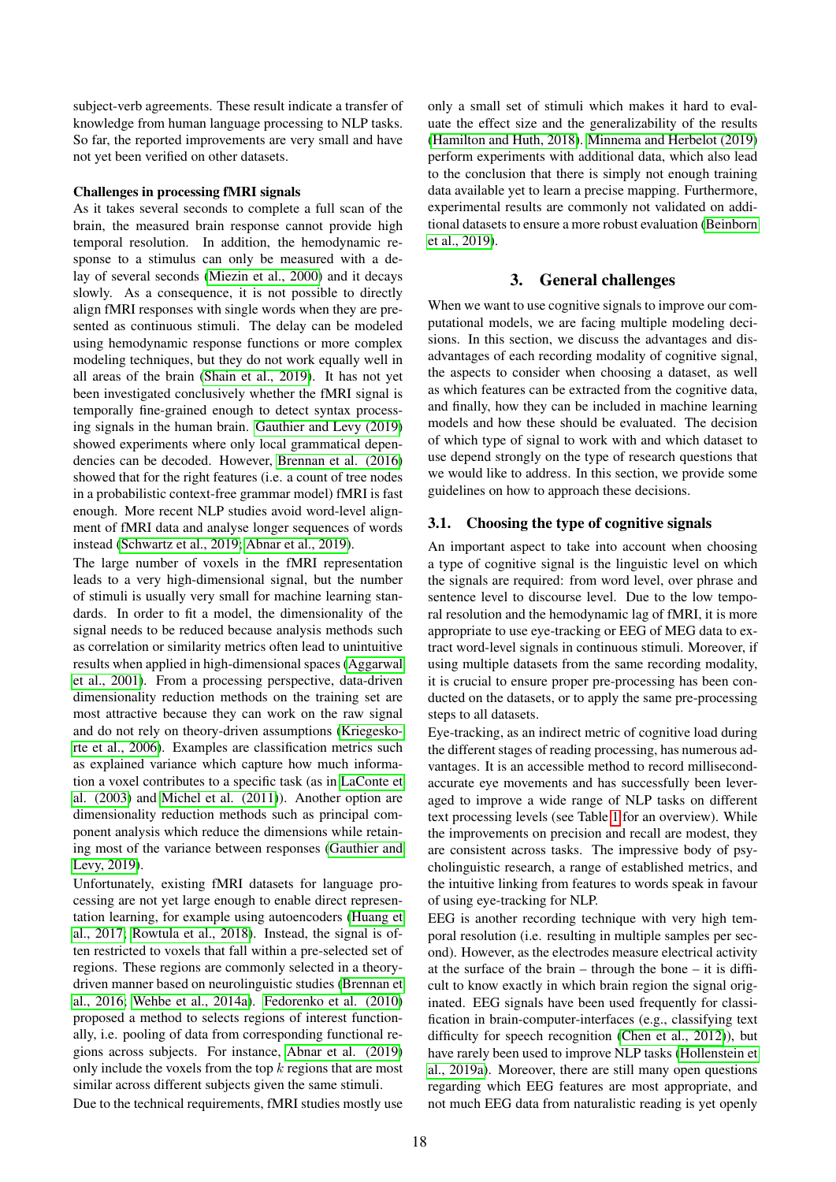subject-verb agreements. These result indicate a transfer of knowledge from human language processing to NLP tasks. So far, the reported improvements are very small and have not yet been verified on other datasets.

**Challenges in processing fMRI signals**

As it takes several seconds to complete a full scan of the brain, the measured brain response cannot provide high temporal resolution. In addition, the hemodynamic response to a stimulus can only be measured with a delay of several seconds (Miezin et al., 2000) and it decays slowly. As a consequence, it is not possible to directly align fMRI responses with single words when they are presented as continuous stimuli. The delay can be modeled using hemodynamic response functions or more complex modeling techniques, but they do not work equally well in all areas of the brain (Shain et al., 2019). It has not yet been investigated conclusively whether the fMRI signal is temporally fine-grained enough to detect syntax processing signals in the human brain. Gauthier and Levy (2019) showed experiments where only local grammatical dependencies can be decoded. However, Brennan et al. (2016) showed that for the right features (i.e. a count of tree nodes in a probabilistic context-free grammar model) fMRI is fast enough. More recent NLP studies avoid word-level alignment of fMRI data and analyse longer sequences of words instead (Schwartz et al., 2019; Abnar et al., 2019).

The large number of voxels in the fMRI representation leads to a very high-dimensional signal, but the number of stimuli is usually very small for machine learning standards. In order to fit a model, the dimensionality of the signal needs to be reduced because analysis methods such as correlation or similarity metrics often lead to unintuitive results when applied in high-dimensional spaces (Aggarwal et al., 2001). From a processing perspective, data-driven dimensionality reduction methods on the training set are most attractive because they can work on the raw signal and do not rely on theory-driven assumptions (Kriegeskorte et al., 2006). Examples are classification metrics such as explained variance which capture how much information a voxel contributes to a specific task (as in LaConte et al. (2003) and Michel et al. (2011)). Another option are dimensionality reduction methods such as principal component analysis which reduce the dimensions while retaining most of the variance between responses (Gauthier and Levy, 2019).

Unfortunately, existing fMRI datasets for language processing are not yet large enough to enable direct representation learning, for example using autoencoders (Huang et al., 2017; Rowtula et al., 2018). Instead, the signal is often restricted to voxels that fall within a pre-selected set of regions. These regions are commonly selected in a theory-driven manner based on neurolinguistic studies (Brennan et al., 2016; Wehbe et al., 2014a). Fedorenko et al. (2010) proposed a method to selects regions of interest functionally, i.e. pooling of data from corresponding functional regions across subjects. For instance, Abnar et al. (2019) only include the voxels from the top $k$ regions that are most similar across different subjects given the same stimuli.

Due to the technical requirements, fMRI studies mostly use only a small set of stimuli which makes it hard to evaluate the effect size and the generalizability of the results (Hamilton and Huth, 2018). Minnema and Herbelot (2019) perform experiments with additional data, which also lead to the conclusion that there is simply not enough training data available yet to learn a precise mapping. Furthermore, experimental results are commonly not validated on additional datasets to ensure a more robust evaluation (Beinborn et al., 2019).

## 3. General challenges

When we want to use cognitive signals to improve our computational models, we are facing multiple modeling decisions. In this section, we discuss the advantages and disadvantages of each recording modality of cognitive signal, the aspects to consider when choosing a dataset, as well as which features can be extracted from the cognitive data, and finally, how they can be included in machine learning models and how these should be evaluated. The decision of which type of signal to work with and which dataset to use depend strongly on the type of research questions that we would like to address. In this section, we provide some guidelines on how to approach these decisions.

### 3.1. Choosing the type of cognitive signals

An important aspect to take into account when choosing a type of cognitive signal is the linguistic level on which the signals are required: from word level, over phrase and sentence level to discourse level. Due to the low temporal resolution and the hemodynamic lag of fMRI, it is more appropriate to use eye-tracking or EEG of MEG data to extract word-level signals in continuous stimuli. Moreover, if using multiple datasets from the same recording modality, it is crucial to ensure proper pre-processing has been conducted on the datasets, or to apply the same pre-processing steps to all datasets.

Eye-tracking, as an indirect metric of cognitive load during the different stages of reading processing, has numerous advantages. It is an accessible method to record millisecond-accurate eye movements and has successfully been leveraged to improve a wide range of NLP tasks on different text processing levels (see Table 1 for an overview). While the improvements on precision and recall are modest, they are consistent across tasks. The impressive body of psycholinguistic research, a range of established metrics, and the intuitive linking from features to words speak in favour of using eye-tracking for NLP.

EEG is another recording technique with very high temporal resolution (i.e. resulting in multiple samples per second). However, as the electrodes measure electrical activity at the surface of the brain – through the bone – it is difficult to know exactly in which brain region the signal originated. EEG signals have been used frequently for classification in brain-computer-interfaces (e.g., classifying text difficulty for speech recognition (Chen et al., 2012)), but have rarely been used to improve NLP tasks (Hollenstein et al., 2019a). Moreover, there are still many open questions regarding which EEG features are most appropriate, and not much EEG data from naturalistic reading is yet openly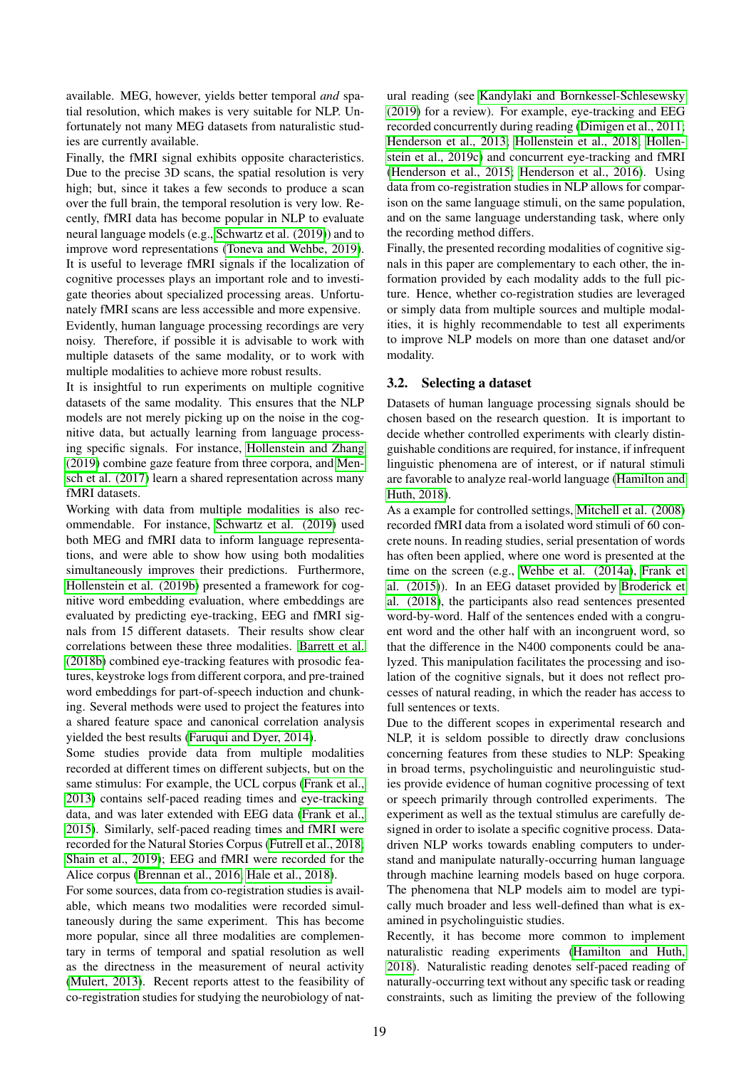available. MEG, however, yields better temporal *and* spatial resolution, which makes is very suitable for NLP. Unfortunately not many MEG datasets from naturalistic studies are currently available.

Finally, the fMRI signal exhibits opposite characteristics. Due to the precise 3D scans, the spatial resolution is very high; but, since it takes a few seconds to produce a scan over the full brain, the temporal resolution is very low. Recently, fMRI data has become popular in NLP to evaluate neural language models (e.g., Schwartz et al. (2019)) and to improve word representations (Toneva and Wehbe, 2019). It is useful to leverage fMRI signals if the localization of cognitive processes plays an important role and to investigate theories about specialized processing areas. Unfortunately fMRI scans are less accessible and more expensive.

Evidently, human language processing recordings are very noisy. Therefore, if possible it is advisable to work with multiple datasets of the same modality, or to work with multiple modalities to achieve more robust results.

It is insightful to run experiments on multiple cognitive datasets of the same modality. This ensures that the NLP models are not merely picking up on the noise in the cognitive data, but actually learning from language processing specific signals. For instance, Hollenstein and Zhang (2019) combine gaze feature from three corpora, and Mensch et al. (2017) learn a shared representation across many fMRI datasets.

Working with data from multiple modalities is also recommendable. For instance, Schwartz et al. (2019) used both MEG and fMRI data to inform language representations, and were able to show how using both modalities simultaneously improves their predictions. Furthermore, Hollenstein et al. (2019b) presented a framework for cognitive word embedding evaluation, where embeddings are evaluated by predicting eye-tracking, EEG and fMRI signals from 15 different datasets. Their results show clear correlations between these three modalities. Barrett et al. (2018b) combined eye-tracking features with prosodic features, keystroke logs from different corpora, and pre-trained word embeddings for part-of-speech induction and chunking. Several methods were used to project the features into a shared feature space and canonical correlation analysis yielded the best results (Faruqui and Dyer, 2014).

Some studies provide data from multiple modalities recorded at different times on different subjects, but on the same stimulus: For example, the UCL corpus (Frank et al., 2013) contains self-paced reading times and eye-tracking data, and was later extended with EEG data (Frank et al., 2015). Similarly, self-paced reading times and fMRI were recorded for the Natural Stories Corpus (Futrell et al., 2018; Shain et al., 2019); EEG and fMRI were recorded for the Alice corpus (Brennan et al., 2016; Hale et al., 2018).

For some sources, data from co-registration studies is available, which means two modalities were recorded simultaneously during the same experiment. This has become more popular, since all three modalities are complementary in terms of temporal and spatial resolution as well as the directness in the measurement of neural activity (Mulert, 2013). Recent reports attest to the feasibility of co-registration studies for studying the neurobiology of natural reading (see Kandylaki and Bornkessel-Schlesewsky (2019) for a review). For example, eye-tracking and EEG recorded concurrently during reading (Dimigen et al., 2011; Henderson et al., 2013; Hollenstein et al., 2018; Hollenstein et al., 2019c) and concurrent eye-tracking and fMRI (Henderson et al., 2015; Henderson et al., 2016). Using data from co-registration studies in NLP allows for comparison on the same language stimuli, on the same population, and on the same language understanding task, where only the recording method differs.

Finally, the presented recording modalities of cognitive signals in this paper are complementary to each other, the information provided by each modality adds to the full picture. Hence, whether co-registration studies are leveraged or simply data from multiple sources and multiple modalities, it is highly recommendable to test all experiments to improve NLP models on more than one dataset and/or modality.

### 3.2. Selecting a dataset

Datasets of human language processing signals should be chosen based on the research question. It is important to decide whether controlled experiments with clearly distinguishable conditions are required, for instance, if infrequent linguistic phenomena are of interest, or if natural stimuli are favorable to analyze real-world language (Hamilton and Huth, 2018).

As a example for controlled settings, Mitchell et al. (2008) recorded fMRI data from a isolated word stimuli of 60 concrete nouns. In reading studies, serial presentation of words has often been applied, where one word is presented at the time on the screen (e.g., Wehbe et al. (2014a), Frank et al. (2015)). In an EEG dataset provided by Broderick et al. (2018), the participants also read sentences presented word-by-word. Half of the sentences ended with a congruent word and the other half with an incongruent word, so that the difference in the N400 components could be analyzed. This manipulation facilitates the processing and isolation of the cognitive signals, but it does not reflect processes of natural reading, in which the reader has access to full sentences or texts.

Due to the different scopes in experimental research and NLP, it is seldom possible to directly draw conclusions concerning features from these studies to NLP: Speaking in broad terms, psycholinguistic and neurolinguistic studies provide evidence of human cognitive processing of text or speech primarily through controlled experiments. The experiment as well as the textual stimulus are carefully designed in order to isolate a specific cognitive process. Data-driven NLP works towards enabling computers to understand and manipulate naturally-occurring human language through machine learning models based on huge corpora. The phenomena that NLP models aim to model are typically much broader and less well-defined than what is examined in psycholinguistic studies.

Recently, it has become more common to implement naturalistic reading experiments (Hamilton and Huth, 2018). Naturalistic reading denotes self-paced reading of naturally-occurring text without any specific task or reading constraints, such as limiting the preview of the following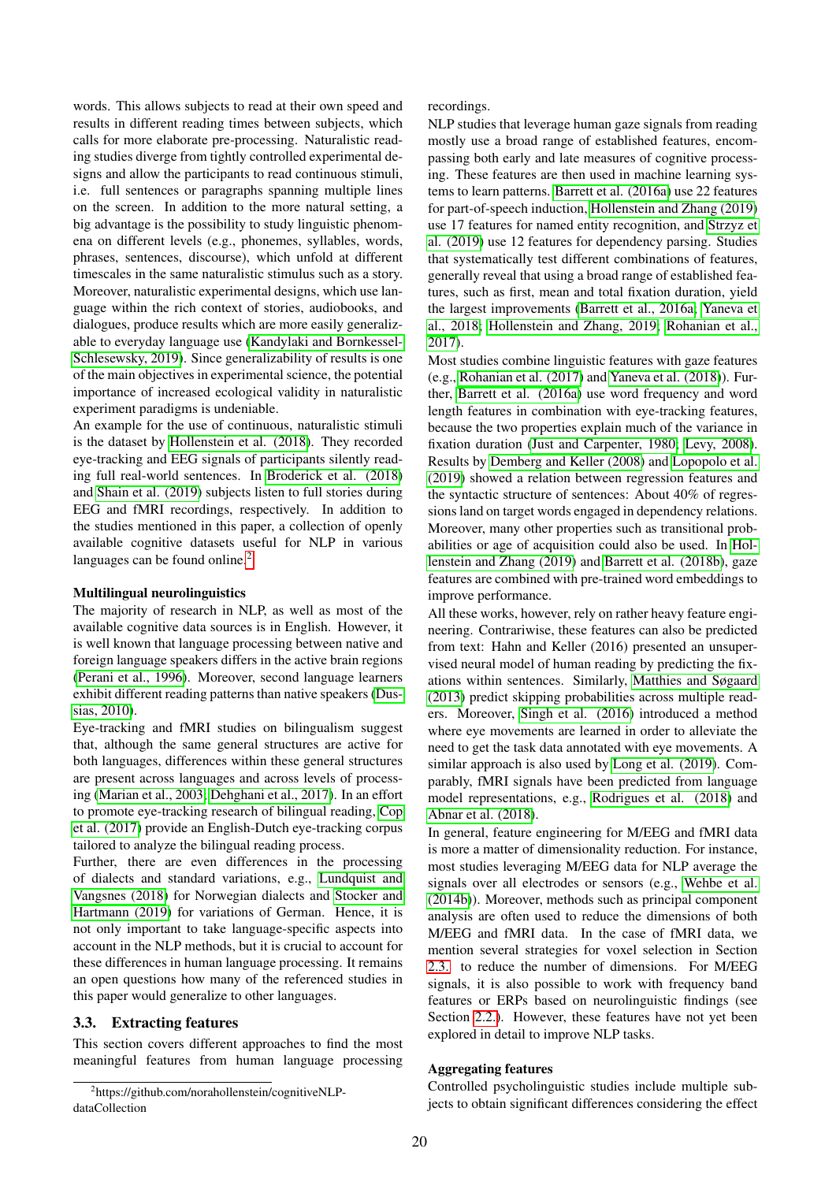words. This allows subjects to read at their own speed and results in different reading times between subjects, which calls for more elaborate pre-processing. Naturalistic reading studies diverge from tightly controlled experimental designs and allow the participants to read continuous stimuli, i.e. full sentences or paragraphs spanning multiple lines on the screen. In addition to the more natural setting, a big advantage is the possibility to study linguistic phenomena on different levels (e.g., phonemes, syllables, words, phrases, sentences, discourse), which unfold at different timescales in the same naturalistic stimulus such as a story. Moreover, naturalistic experimental designs, which use language within the rich context of stories, audiobooks, and dialogues, produce results which are more easily generalizable to everyday language use (Kandylaki and Bornkessel-Schlesewsky, 2019). Since generalizability of results is one of the main objectives in experimental science, the potential importance of increased ecological validity in naturalistic experiment paradigms is undeniable.

An example for the use of continuous, naturalistic stimuli is the dataset by Hollenstein et al. (2018). They recorded eye-tracking and EEG signals of participants silently reading full real-world sentences. In Broderick et al. (2018) and Shain et al. (2019) subjects listen to full stories during EEG and fMRI recordings, respectively. In addition to the studies mentioned in this paper, a collection of openly available cognitive datasets useful for NLP in various languages can be found online.[2]

**Multilingual neurolinguistics**

The majority of research in NLP, as well as most of the available cognitive data sources is in English. However, it is well known that language processing between native and foreign language speakers differs in the active brain regions (Perani et al., 1996). Moreover, second language learners exhibit different reading patterns than native speakers (Dussias, 2010).

Eye-tracking and fMRI studies on bilingualism suggest that, although the same general structures are active for both languages, differences within these general structures are present across languages and across levels of processing (Marian et al., 2003; Dehghani et al., 2017). In an effort to promote eye-tracking research of bilingual reading, Cop et al. (2017) provide an English-Dutch eye-tracking corpus tailored to analyze the bilingual reading process.

Further, there are even differences in the processing of dialects and standard variations, e.g., Lundquist and Vangsnes (2018) for Norwegian dialects and Stocker and Hartmann (2019) for variations of German. Hence, it is not only important to take language-specific aspects into account in the NLP methods, but it is crucial to account for these differences in human language processing. It remains an open questions how many of the referenced studies in this paper would generalize to other languages.

## 3.3. Extracting features

This section covers different approaches to find the most meaningful features from human language processing recordings.

NLP studies that leverage human gaze signals from reading mostly use a broad range of established features, encompassing both early and late measures of cognitive processing. These features are then used in machine learning systems to learn patterns. Barrett et al. (2016a) use 22 features for part-of-speech induction, Hollenstein and Zhang (2019) use 17 features for named entity recognition, and Strzyz et al. (2019) use 12 features for dependency parsing. Studies that systematically test different combinations of features, generally reveal that using a broad range of established features, such as first, mean and total fixation duration, yield the largest improvements (Barrett et al., 2016a; Yaneva et al., 2018; Hollenstein and Zhang, 2019; Rohanian et al., 2017).

Most studies combine linguistic features with gaze features (e.g., Rohanian et al. (2017) and Yaneva et al. (2018)). Further, Barrett et al. (2016a) use word frequency and word length features in combination with eye-tracking features, because the two properties explain much of the variance in fixation duration (Just and Carpenter, 1980; Levy, 2008). Results by Demberg and Keller (2008) and Lopopolo et al. (2019) showed a relation between regression features and the syntactic structure of sentences: About 40% of regressions land on target words engaged in dependency relations. Moreover, many other properties such as transitional probabilities or age of acquisition could also be used. In Hollenstein and Zhang (2019) and Barrett et al. (2018b), gaze features are combined with pre-trained word embeddings to improve performance.

All these works, however, rely on rather heavy feature engineering. Contrariwise, these features can also be predicted from text: Hahn and Keller (2016) presented an unsupervised neural model of human reading by predicting the fixations within sentences. Similarly, Matthies and Søgaard (2013) predict skipping probabilities across multiple readers. Moreover, Singh et al. (2016) introduced a method where eye movements are learned in order to alleviate the need to get the task data annotated with eye movements. A similar approach is also used by Long et al. (2019). Comparably, fMRI signals have been predicted from language model representations, e.g., Rodrigues et al. (2018) and Abnar et al. (2018).

In general, feature engineering for M/EEG and fMRI data is more a matter of dimensionality reduction. For instance, most studies leveraging M/EEG data for NLP average the signals over all electrodes or sensors (e.g., Wehbe et al. (2014b)). Moreover, methods such as principal component analysis are often used to reduce the dimensions of both M/EEG and fMRI data. In the case of fMRI data, we mention several strategies for voxel selection in Section 2.3. to reduce the number of dimensions. For M/EEG signals, it is also possible to work with frequency band features or ERPs based on neurolinguistic findings (see Section 2.2.). However, these features have not yet been explored in detail to improve NLP tasks.

**Aggregating features**

Controlled psycholinguistic studies include multiple subjects to obtain significant differences considering the effect

[2] https://github.com/norahollenstein/cognitiveNLP-dataCollection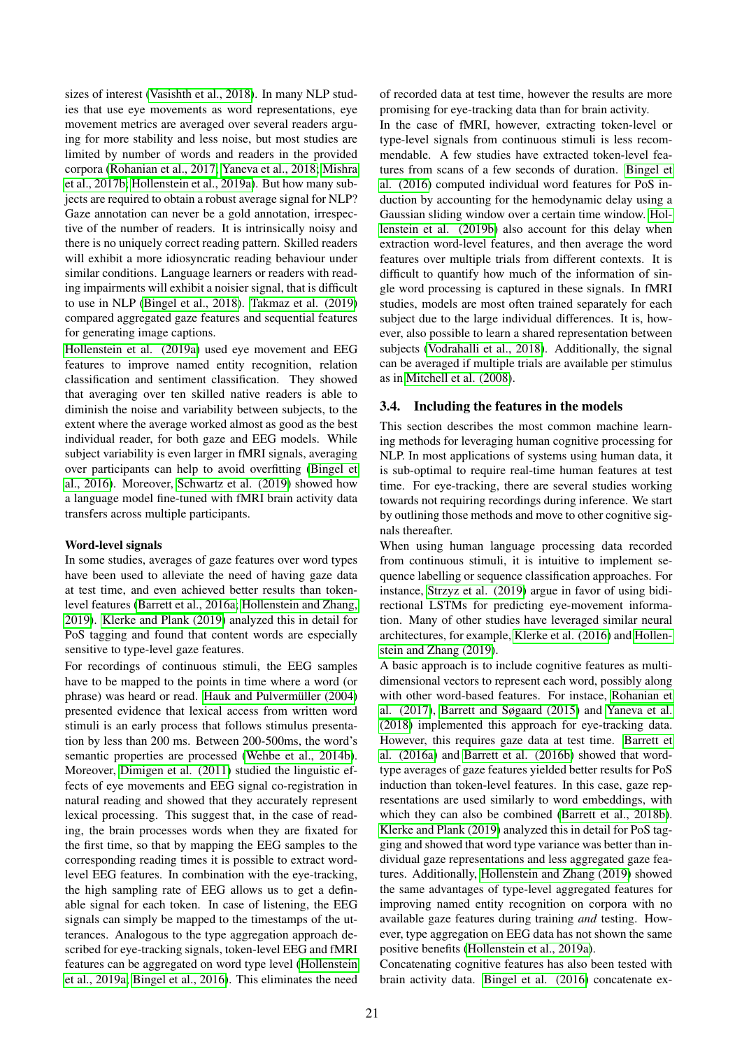sizes of interest (Vasishth et al., 2018). In many NLP studies that use eye movements as word representations, eye movement metrics are averaged over several readers arguing for more stability and less noise, but most studies are limited by number of words and readers in the provided corpora (Rohanian et al., 2017; Yaneva et al., 2018; Mishra et al., 2017b; Hollenstein et al., 2019a). But how many subjects are required to obtain a robust average signal for NLP? Gaze annotation can never be a gold annotation, irrespective of the number of readers. It is intrinsically noisy and there is no uniquely correct reading pattern. Skilled readers will exhibit a more idiosyncratic reading behaviour under similar conditions. Language learners or readers with reading impairments will exhibit a noisier signal, that is difficult to use in NLP (Bingel et al., 2018). Takmaz et al. (2019) compared aggregated gaze features and sequential features for generating image captions.

Hollenstein et al. (2019a) used eye movement and EEG features to improve named entity recognition, relation classification and sentiment classification. They showed that averaging over ten skilled native readers is able to diminish the noise and variability between subjects, to the extent where the average worked almost as good as the best individual reader, for both gaze and EEG models. While subject variability is even larger in fMRI signals, averaging over participants can help to avoid overfitting (Bingel et al., 2016). Moreover, Schwartz et al. (2019) showed how a language model fine-tuned with fMRI brain activity data transfers across multiple participants.

**Word-level signals**

In some studies, averages of gaze features over word types have been used to alleviate the need of having gaze data at test time, and even achieved better results than token-level features (Barrett et al., 2016a; Hollenstein and Zhang, 2019). Klerke and Plank (2019) analyzed this in detail for PoS tagging and found that content words are especially sensitive to type-level gaze features.

For recordings of continuous stimuli, the EEG samples have to be mapped to the points in time where a word (or phrase) was heard or read. Hauk and Pulvermüller (2004) presented evidence that lexical access from written word stimuli is an early process that follows stimulus presentation by less than 200 ms. Between 200-500ms, the word's semantic properties are processed (Wehbe et al., 2014b). Moreover, Dimigen et al. (2011) studied the linguistic effects of eye movements and EEG signal co-registration in natural reading and showed that they accurately represent lexical processing. This suggest that, in the case of reading, the brain processes words when they are fixated for the first time, so that by mapping the EEG samples to the corresponding reading times it is possible to extract word-level EEG features. In combination with the eye-tracking, the high sampling rate of EEG allows us to get a definable signal for each token. In case of listening, the EEG signals can simply be mapped to the timestamps of the utterances. Analogous to the type aggregation approach described for eye-tracking signals, token-level EEG and fMRI features can be aggregated on word type level (Hollenstein et al., 2019a; Bingel et al., 2016). This eliminates the need of recorded data at test time, however the results are more promising for eye-tracking data than for brain activity.

In the case of fMRI, however, extracting token-level or type-level signals from continuous stimuli is less recommendable. A few studies have extracted token-level features from scans of a few seconds of duration. Bingel et al. (2016) computed individual word features for PoS induction by accounting for the hemodynamic delay using a Gaussian sliding window over a certain time window. Hollenstein et al. (2019b) also account for this delay when extraction word-level features, and then average the word features over multiple trials from different contexts. It is difficult to quantify how much of the information of single word processing is captured in these signals. In fMRI studies, models are most often trained separately for each subject due to the large individual differences. It is, however, also possible to learn a shared representation between subjects (Vodrahalli et al., 2018). Additionally, the signal can be averaged if multiple trials are available per stimulus as in Mitchell et al. (2008).

### 3.4. Including the features in the models

This section describes the most common machine learning methods for leveraging human cognitive processing for NLP. In most applications of systems using human data, it is sub-optimal to require real-time human features at test time. For eye-tracking, there are several studies working towards not requiring recordings during inference. We start by outlining those methods and move to other cognitive signals thereafter.

When using human language processing data recorded from continuous stimuli, it is intuitive to implement sequence labelling or sequence classification approaches. For instance, Strzyz et al. (2019) argue in favor of using bidirectional LSTMs for predicting eye-movement information. Many of other studies have leveraged similar neural architectures, for example, Klerke et al. (2016) and Hollenstein and Zhang (2019).

A basic approach is to include cognitive features as multidimensional vectors to represent each word, possibly along with other word-based features. For instace, Rohanian et al. (2017), Barrett and Søgaard (2015) and Yaneva et al. (2018) implemented this approach for eye-tracking data. However, this requires gaze data at test time. Barrett et al. (2016a) and Barrett et al. (2016b) showed that word-type averages of gaze features yielded better results for PoS induction than token-level features. In this case, gaze representations are used similarly to word embeddings, with which they can also be combined (Barrett et al., 2018b). Klerke and Plank (2019) analyzed this in detail for PoS tagging and showed that word type variance was better than individual gaze representations and less aggregated gaze features. Additionally, Hollenstein and Zhang (2019) showed the same advantages of type-level aggregated features for improving named entity recognition on corpora with no available gaze features during training *and* testing. However, type aggregation on EEG data has not shown the same positive benefits (Hollenstein et al., 2019a).

Concatenating cognitive features has also been tested with brain activity data. Bingel et al. (2016) concatenate ex-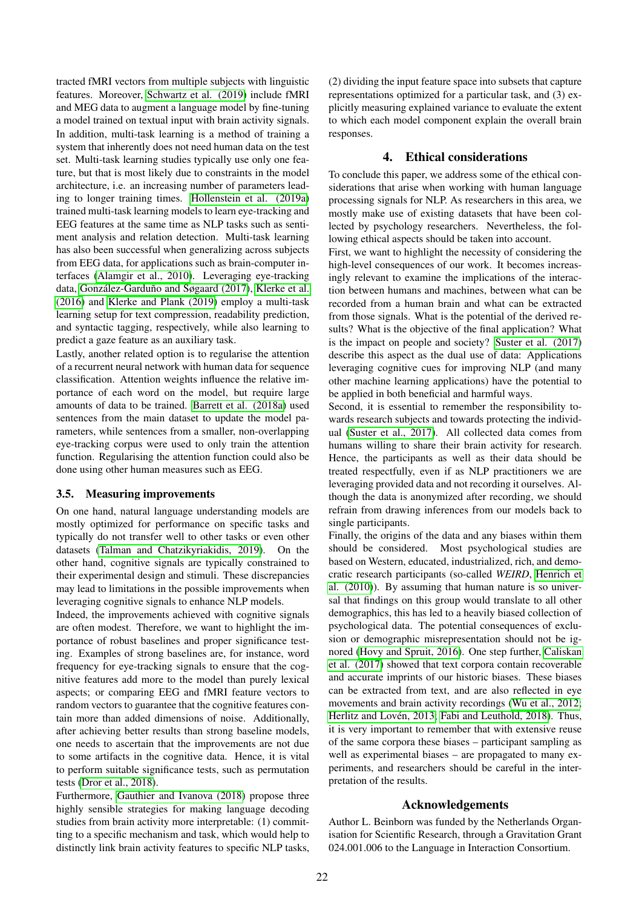tracted fMRI vectors from multiple subjects with linguistic features. Moreover, Schwartz et al. (2019) include fMRI and MEG data to augment a language model by fine-tuning a model trained on textual input with brain activity signals. In addition, multi-task learning is a method of training a system that inherently does not need human data on the test set. Multi-task learning studies typically use only one feature, but that is most likely due to constraints in the model architecture, i.e. an increasing number of parameters leading to longer training times. Hollenstein et al. (2019a) trained multi-task learning models to learn eye-tracking and EEG features at the same time as NLP tasks such as sentiment analysis and relation detection. Multi-task learning has also been successful when generalizing across subjects from EEG data, for applications such as brain-computer interfaces (Alamgir et al., 2010). Leveraging eye-tracking data, González-Garduño and Søgaard (2017), Klerke et al. (2016) and Klerke and Plank (2019) employ a multi-task learning setup for text compression, readability prediction, and syntactic tagging, respectively, while also learning to predict a gaze feature as an auxiliary task.

Lastly, another related option is to regularise the attention of a recurrent neural network with human data for sequence classification. Attention weights influence the relative importance of each word on the model, but require large amounts of data to be trained. Barrett et al. (2018a) used sentences from the main dataset to update the model parameters, while sentences from a smaller, non-overlapping eye-tracking corpus were used to only train the attention function. Regularising the attention function could also be done using other human measures such as EEG.

### 3.5. Measuring improvements

On one hand, natural language understanding models are mostly optimized for performance on specific tasks and typically do not transfer well to other tasks or even other datasets (Talman and Chatzikyriakidis, 2019). On the other hand, cognitive signals are typically constrained to their experimental design and stimuli. These discrepancies may lead to limitations in the possible improvements when leveraging cognitive signals to enhance NLP models.

Indeed, the improvements achieved with cognitive signals are often modest. Therefore, we want to highlight the importance of robust baselines and proper significance testing. Examples of strong baselines are, for instance, word frequency for eye-tracking signals to ensure that the cognitive features add more to the model than purely lexical aspects; or comparing EEG and fMRI feature vectors to random vectors to guarantee that the cognitive features contain more than added dimensions of noise. Additionally, after achieving better results than strong baseline models, one needs to ascertain that the improvements are not due to some artifacts in the cognitive data. Hence, it is vital to perform suitable significance tests, such as permutation tests (Dror et al., 2018).

Furthermore, Gauthier and Ivanova (2018) propose three highly sensible strategies for making language decoding studies from brain activity more interpretable: (1) committing to a specific mechanism and task, which would help to distinctly link brain activity features to specific NLP tasks, (2) dividing the input feature space into subsets that capture representations optimized for a particular task, and (3) explicitly measuring explained variance to evaluate the extent to which each model component explain the overall brain responses.

## 4. Ethical considerations

To conclude this paper, we address some of the ethical considerations that arise when working with human language processing signals for NLP. As researchers in this area, we mostly make use of existing datasets that have been collected by psychology researchers. Nevertheless, the following ethical aspects should be taken into account.

First, we want to highlight the necessity of considering the high-level consequences of our work. It becomes increasingly relevant to examine the implications of the interaction between humans and machines, between what can be recorded from a human brain and what can be extracted from those signals. What is the potential of the derived results? What is the objective of the final application? What is the impact on people and society? Suster et al. (2017) describe this aspect as the dual use of data: Applications leveraging cognitive cues for improving NLP (and many other machine learning applications) have the potential to be applied in both beneficial and harmful ways.

Second, it is essential to remember the responsibility towards research subjects and towards protecting the individual (Suster et al., 2017). All collected data comes from humans willing to share their brain activity for research. Hence, the participants as well as their data should be treated respectfully, even if as NLP practitioners we are leveraging provided data and not recording it ourselves. Although the data is anonymized after recording, we should refrain from drawing inferences from our models back to single participants.

Finally, the origins of the data and any biases within them should be considered. Most psychological studies are based on Western, educated, industrialized, rich, and democratic research participants (so-called *WEIRD*, Henrich et al. (2010)). By assuming that human nature is so universal that findings on this group would translate to all other demographics, this has led to a heavily biased collection of psychological data. The potential consequences of exclusion or demographic misrepresentation should not be ignored (Hovy and Spruit, 2016). One step further, Caliskan et al. (2017) showed that text corpora contain recoverable and accurate imprints of our historic biases. These biases can be extracted from text, and are also reflected in eye movements and brain activity recordings (Wu et al., 2012; Herlitz and Lovén, 2013; Fabi and Leuthold, 2018). Thus, it is very important to remember that with extensive reuse of the same corpora these biases – participant sampling as well as experimental biases – are propagated to many experiments, and researchers should be careful in the interpretation of the results.

## Acknowledgements

Author L. Beinborn was funded by the Netherlands Organisation for Scientific Research, through a Gravitation Grant 024.001.006 to the Language in Interaction Consortium.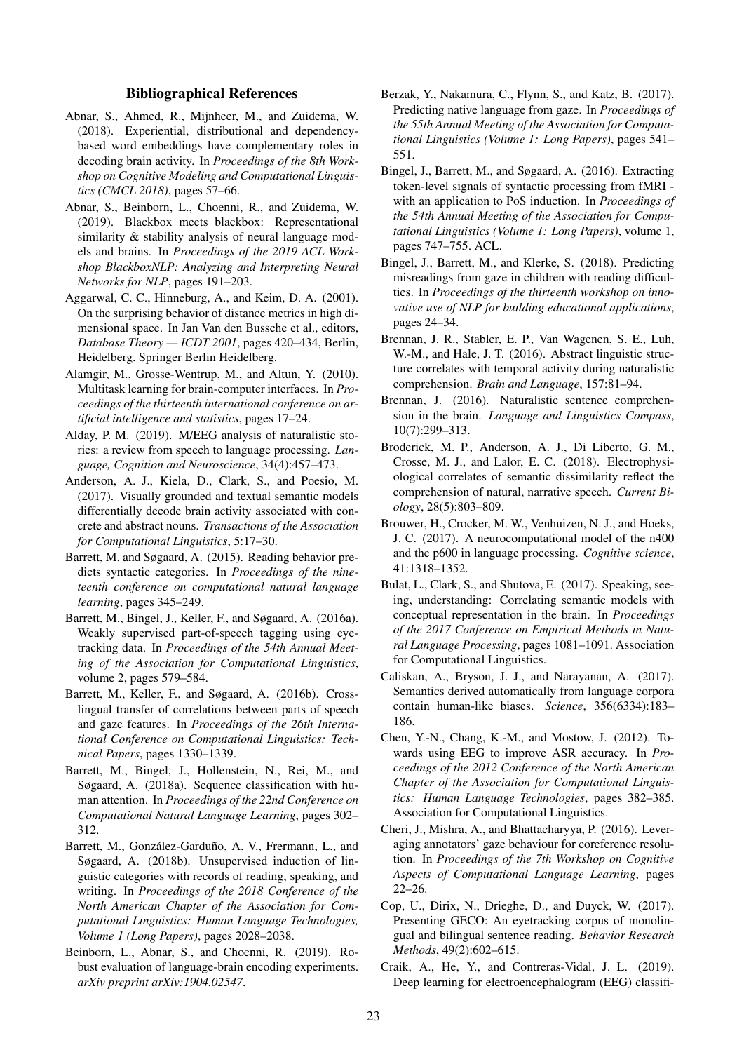## Bibliographical References

Abnar, S., Ahmed, R., Mijnheer, M., and Zuidema, W. (2018). Experiential, distributional and dependency-based word embeddings have complementary roles in decoding brain activity. In *Proceedings of the 8th Workshop on Cognitive Modeling and Computational Linguistics (CMCL 2018)*, pages 57–66.

Abnar, S., Beinborn, L., Choenni, R., and Zuidema, W. (2019). Blackbox meets blackbox: Representational similarity & stability analysis of neural language models and brains. In *Proceedings of the 2019 ACL Workshop BlackboxNLP: Analyzing and Interpreting Neural Networks for NLP*, pages 191–203.

Aggarwal, C. C., Hinneburg, A., and Keim, D. A. (2001). On the surprising behavior of distance metrics in high dimensional space. In Jan Van den Bussche et al., editors, *Database Theory — ICDT 2001*, pages 420–434, Berlin, Heidelberg. Springer Berlin Heidelberg.

Alamgir, M., Grosse-Wentrup, M., and Altun, Y. (2010). Multitask learning for brain-computer interfaces. In *Proceedings of the thirteenth international conference on artificial intelligence and statistics*, pages 17–24.

Alday, P. M. (2019). M/EEG analysis of naturalistic stories: a review from speech to language processing. *Language, Cognition and Neuroscience*, 34(4):457–473.

Anderson, A. J., Kiela, D., Clark, S., and Poesio, M. (2017). Visually grounded and textual semantic models differentially decode brain activity associated with concrete and abstract nouns. *Transactions of the Association for Computational Linguistics*, 5:17–30.

Barrett, M. and Søgaard, A. (2015). Reading behavior predicts syntactic categories. In *Proceedings of the nineteenth conference on computational natural language learning*, pages 345–249.

Barrett, M., Bingel, J., Keller, F., and Søgaard, A. (2016a). Weakly supervised part-of-speech tagging using eye-tracking data. In *Proceedings of the 54th Annual Meeting of the Association for Computational Linguistics*, volume 2, pages 579–584.

Barrett, M., Keller, F., and Søgaard, A. (2016b). Cross-lingual transfer of correlations between parts of speech and gaze features. In *Proceedings of the 26th International Conference on Computational Linguistics: Technical Papers*, pages 1330–1339.

Barrett, M., Bingel, J., Hollenstein, N., Rei, M., and Søgaard, A. (2018a). Sequence classification with human attention. In *Proceedings of the 22nd Conference on Computational Natural Language Learning*, pages 302–312.

Barrett, M., González-Garduño, A. V., Frermann, L., and Søgaard, A. (2018b). Unsupervised induction of linguistic categories with records of reading, speaking, and writing. In *Proceedings of the 2018 Conference of the North American Chapter of the Association for Computational Linguistics: Human Language Technologies, Volume 1 (Long Papers)*, pages 2028–2038.

Beinborn, L., Abnar, S., and Choenni, R. (2019). Robust evaluation of language-brain encoding experiments. *arXiv preprint arXiv:1904.02547*.

Berzak, Y., Nakamura, C., Flynn, S., and Katz, B. (2017). Predicting native language from gaze. In *Proceedings of the 55th Annual Meeting of the Association for Computational Linguistics (Volume 1: Long Papers)*, pages 541–551.

Bingel, J., Barrett, M., and Søgaard, A. (2016). Extracting token-level signals of syntactic processing from fMRI - with an application to PoS induction. In *Proceedings of the 54th Annual Meeting of the Association for Computational Linguistics (Volume 1: Long Papers)*, volume 1, pages 747–755. ACL.

Bingel, J., Barrett, M., and Klerke, S. (2018). Predicting misreadings from gaze in children with reading difficulties. In *Proceedings of the thirteenth workshop on innovative use of NLP for building educational applications*, pages 24–34.

Brennan, J. R., Stabler, E. P., Van Wagenen, S. E., Luh, W.-M., and Hale, J. T. (2016). Abstract linguistic structure correlates with temporal activity during naturalistic comprehension. *Brain and Language*, 157:81–94.

Brennan, J. (2016). Naturalistic sentence comprehension in the brain. *Language and Linguistics Compass*, 10(7):299–313.

Broderick, M. P., Anderson, A. J., Di Liberto, G. M., Crosse, M. J., and Lalor, E. C. (2018). Electrophysiological correlates of semantic dissimilarity reflect the comprehension of natural, narrative speech. *Current Biology*, 28(5):803–809.

Brouwer, H., Crocker, M. W., Venhuizen, N. J., and Hoeks, J. C. (2017). A neurocomputational model of the n400 and the p600 in language processing. *Cognitive science*, 41:1318–1352.

Bulat, L., Clark, S., and Shutova, E. (2017). Speaking, seeing, understanding: Correlating semantic models with conceptual representation in the brain. In *Proceedings of the 2017 Conference on Empirical Methods in Natural Language Processing*, pages 1081–1091. Association for Computational Linguistics.

Caliskan, A., Bryson, J. J., and Narayanan, A. (2017). Semantics derived automatically from language corpora contain human-like biases. *Science*, 356(6334):183–186.

Chen, Y.-N., Chang, K.-M., and Mostow, J. (2012). Towards using EEG to improve ASR accuracy. In *Proceedings of the 2012 Conference of the North American Chapter of the Association for Computational Linguistics: Human Language Technologies*, pages 382–385. Association for Computational Linguistics.

Cheri, J., Mishra, A., and Bhattacharyya, P. (2016). Leveraging annotators' gaze behaviour for coreference resolution. In *Proceedings of the 7th Workshop on Cognitive Aspects of Computational Language Learning*, pages 22–26.

Cop, U., Dirix, N., Drieghe, D., and Duyck, W. (2017). Presenting GECO: An eyetracking corpus of monolingual and bilingual sentence reading. *Behavior Research Methods*, 49(2):602–615.

Craik, A., He, Y., and Contreras-Vidal, J. L. (2019). Deep learning for electroencephalogram (EEG) classifi-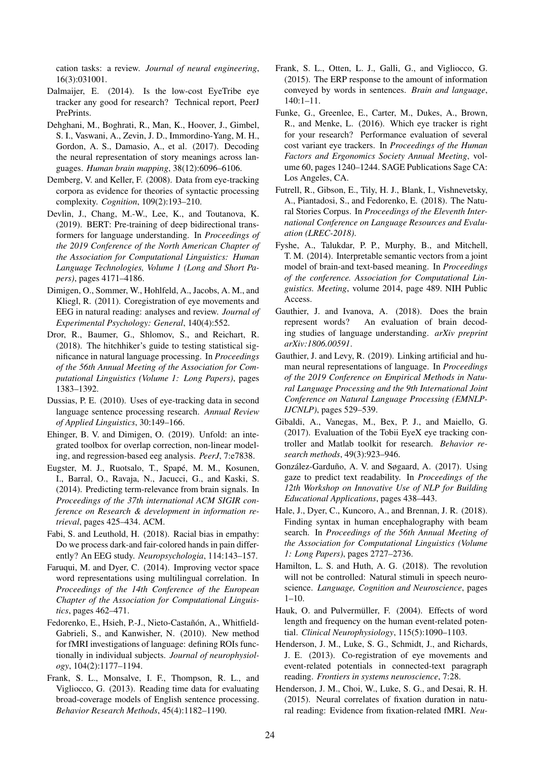cation tasks: a review. *Journal of neural engineering*, 16(3):031001.

Dalmaijer, E. (2014). Is the low-cost EyeTribe eye tracker any good for research? Technical report, PeerJ PrePrints.

Dehghani, M., Boghrati, R., Man, K., Hoover, J., Gimbel, S. I., Vaswani, A., Zevin, J. D., Immordino-Yang, M. H., Gordon, A. S., Damasio, A., et al. (2017). Decoding the neural representation of story meanings across languages. *Human brain mapping*, 38(12):6096–6106.

Demberg, V. and Keller, F. (2008). Data from eye-tracking corpora as evidence for theories of syntactic processing complexity. *Cognition*, 109(2):193–210.

Devlin, J., Chang, M.-W., Lee, K., and Toutanova, K. (2019). BERT: Pre-training of deep bidirectional transformers for language understanding. In *Proceedings of the 2019 Conference of the North American Chapter of the Association for Computational Linguistics: Human Language Technologies, Volume 1 (Long and Short Papers)*, pages 4171–4186.

Dimigen, O., Sommer, W., Hohlfeld, A., Jacobs, A. M., and Kliegl, R. (2011). Coregistration of eye movements and EEG in natural reading: analyses and review. *Journal of Experimental Psychology: General*, 140(4):552.

Dror, R., Baumer, G., Shlomov, S., and Reichart, R. (2018). The hitchhiker's guide to testing statistical significance in natural language processing. In *Proceedings of the 56th Annual Meeting of the Association for Computational Linguistics (Volume 1: Long Papers)*, pages 1383–1392.

Dussias, P. E. (2010). Uses of eye-tracking data in second language sentence processing research. *Annual Review of Applied Linguistics*, 30:149–166.

Ehinger, B. V. and Dimigen, O. (2019). Unfold: an integrated toolbox for overlap correction, non-linear modeling, and regression-based eeg analysis. *PeerJ*, 7:e7838.

Eugster, M. J., Ruotsalo, T., Spapé, M. M., Kosunen, I., Barral, O., Ravaja, N., Jacucci, G., and Kaski, S. (2014). Predicting term-relevance from brain signals. In *Proceedings of the 37th international ACM SIGIR conference on Research & development in information retrieval*, pages 425–434. ACM.

Fabi, S. and Leuthold, H. (2018). Racial bias in empathy: Do we process dark-and fair-colored hands in pain differently? An EEG study. *Neuropsychologia*, 114:143–157.

Faruqui, M. and Dyer, C. (2014). Improving vector space word representations using multilingual correlation. In *Proceedings of the 14th Conference of the European Chapter of the Association for Computational Linguistics*, pages 462–471.

Fedorenko, E., Hsieh, P.-J., Nieto-Castañón, A., Whitfield-Gabrieli, S., and Kanwisher, N. (2010). New method for fMRI investigations of language: defining ROIs functionally in individual subjects. *Journal of neurophysiology*, 104(2):1177–1194.

Frank, S. L., Monsalve, I. F., Thompson, R. L., and Vigliocco, G. (2013). Reading time data for evaluating broad-coverage models of English sentence processing. *Behavior Research Methods*, 45(4):1182–1190.

Frank, S. L., Otten, L. J., Galli, G., and Vigliocco, G. (2015). The ERP response to the amount of information conveyed by words in sentences. *Brain and language*, 140:1–11.

Funke, G., Greenlee, E., Carter, M., Dukes, A., Brown, R., and Menke, L. (2016). Which eye tracker is right for your research? Performance evaluation of several cost variant eye trackers. In *Proceedings of the Human Factors and Ergonomics Society Annual Meeting*, volume 60, pages 1240–1244. SAGE Publications Sage CA: Los Angeles, CA.

Futrell, R., Gibson, E., Tily, H. J., Blank, I., Vishnevetsky, A., Piantadosi, S., and Fedorenko, E. (2018). The Natural Stories Corpus. In *Proceedings of the Eleventh International Conference on Language Resources and Evaluation (LREC-2018)*.

Fyshe, A., Talukdar, P. P., Murphy, B., and Mitchell, T. M. (2014). Interpretable semantic vectors from a joint model of brain-and text-based meaning. In *Proceedings of the conference. Association for Computational Linguistics. Meeting*, volume 2014, page 489. NIH Public Access.

Gauthier, J. and Ivanova, A. (2018). Does the brain represent words? An evaluation of brain decoding studies of language understanding. *arXiv preprint arXiv:1806.00591*.

Gauthier, J. and Levy, R. (2019). Linking artificial and human neural representations of language. In *Proceedings of the 2019 Conference on Empirical Methods in Natural Language Processing and the 9th International Joint Conference on Natural Language Processing (EMNLP-IJCNLP)*, pages 529–539.

Gibaldi, A., Vanegas, M., Bex, P. J., and Maiello, G. (2017). Evaluation of the Tobii EyeX eye tracking controller and Matlab toolkit for research. *Behavior research methods*, 49(3):923–946.

González-Garduño, A. V. and Søgaard, A. (2017). Using gaze to predict text readability. In *Proceedings of the 12th Workshop on Innovative Use of NLP for Building Educational Applications*, pages 438–443.

Hale, J., Dyer, C., Kuncoro, A., and Brennan, J. R. (2018). Finding syntax in human encephalography with beam search. In *Proceedings of the 56th Annual Meeting of the Association for Computational Linguistics (Volume 1: Long Papers)*, pages 2727–2736.

Hamilton, L. S. and Huth, A. G. (2018). The revolution will not be controlled: Natural stimuli in speech neuroscience. *Language, Cognition and Neuroscience*, pages 1–10.

Hauk, O. and Pulvermüller, F. (2004). Effects of word length and frequency on the human event-related potential. *Clinical Neurophysiology*, 115(5):1090–1103.

Henderson, J. M., Luke, S. G., Schmidt, J., and Richards, J. E. (2013). Co-registration of eye movements and event-related potentials in connected-text paragraph reading. *Frontiers in systems neuroscience*, 7:28.

Henderson, J. M., Choi, W., Luke, S. G., and Desai, R. H. (2015). Neural correlates of fixation duration in natural reading: Evidence from fixation-related fMRI. *Neu-*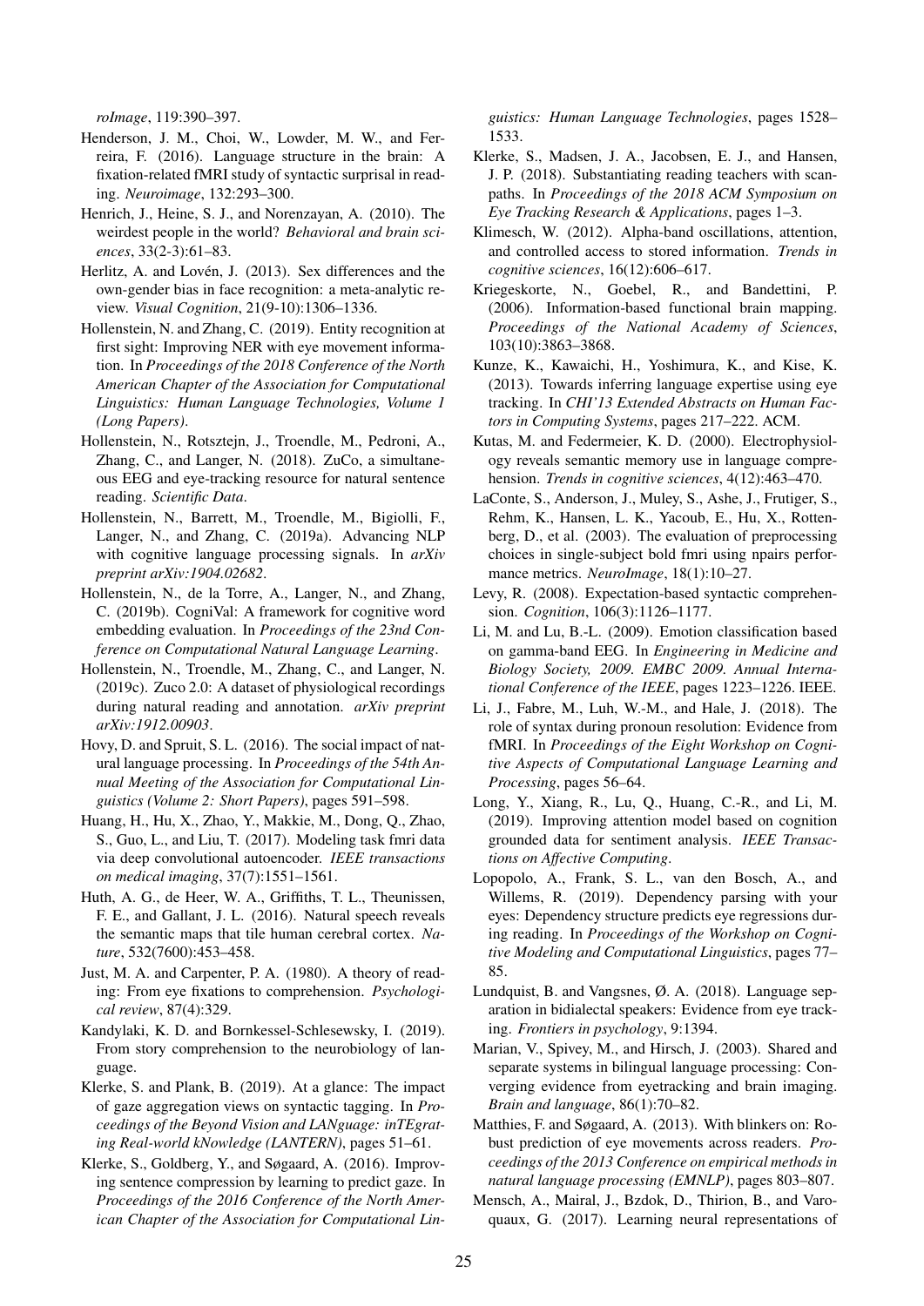*roImage*, 119:390–397.

Henderson, J. M., Choi, W., Lowder, M. W., and Ferreira, F. (2016). Language structure in the brain: A fixation-related fMRI study of syntactic surprisal in reading. *Neuroimage*, 132:293–300.

Henrich, J., Heine, S. J., and Norenzayan, A. (2010). The weirdest people in the world? *Behavioral and brain sciences*, 33(2-3):61–83.

Herlitz, A. and Lovén, J. (2013). Sex differences and the own-gender bias in face recognition: a meta-analytic review. *Visual Cognition*, 21(9-10):1306–1336.

Hollenstein, N. and Zhang, C. (2019). Entity recognition at first sight: Improving NER with eye movement information. In *Proceedings of the 2018 Conference of the North American Chapter of the Association for Computational Linguistics: Human Language Technologies, Volume 1 (Long Papers)*.

Hollenstein, N., Rotsztejn, J., Troendle, M., Pedroni, A., Zhang, C., and Langer, N. (2018). ZuCo, a simultaneous EEG and eye-tracking resource for natural sentence reading. *Scientific Data*.

Hollenstein, N., Barrett, M., Troendle, M., Bigiolli, F., Langer, N., and Zhang, C. (2019a). Advancing NLP with cognitive language processing signals. In *arXiv preprint arXiv:1904.02682*.

Hollenstein, N., de la Torre, A., Langer, N., and Zhang, C. (2019b). CogniVal: A framework for cognitive word embedding evaluation. In *Proceedings of the 23nd Conference on Computational Natural Language Learning*.

Hollenstein, N., Troendle, M., Zhang, C., and Langer, N. (2019c). Zuco 2.0: A dataset of physiological recordings during natural reading and annotation. *arXiv preprint arXiv:1912.00903*.

Hovy, D. and Spruit, S. L. (2016). The social impact of natural language processing. In *Proceedings of the 54th Annual Meeting of the Association for Computational Linguistics (Volume 2: Short Papers)*, pages 591–598.

Huang, H., Hu, X., Zhao, Y., Makkie, M., Dong, Q., Zhao, S., Guo, L., and Liu, T. (2017). Modeling task fmri data via deep convolutional autoencoder. *IEEE transactions on medical imaging*, 37(7):1551–1561.

Huth, A. G., de Heer, W. A., Griffiths, T. L., Theunissen, F. E., and Gallant, J. L. (2016). Natural speech reveals the semantic maps that tile human cerebral cortex. *Nature*, 532(7600):453–458.

Just, M. A. and Carpenter, P. A. (1980). A theory of reading: From eye fixations to comprehension. *Psychological review*, 87(4):329.

Kandylaki, K. D. and Bornkessel-Schlesewsky, I. (2019). From story comprehension to the neurobiology of language.

Klerke, S. and Plank, B. (2019). At a glance: The impact of gaze aggregation views on syntactic tagging. In *Proceedings of the Beyond Vision and LANguage: inTEgrating Real-world kNowledge (LANTERN)*, pages 51–61.

Klerke, S., Goldberg, Y., and Søgaard, A. (2016). Improving sentence compression by learning to predict gaze. In *Proceedings of the 2016 Conference of the North American Chapter of the Association for Computational Linguistics: Human Language Technologies*, pages 1528–1533.

Klerke, S., Madsen, J. A., Jacobsen, E. J., and Hansen, J. P. (2018). Substantiating reading teachers with scanpaths. In *Proceedings of the 2018 ACM Symposium on Eye Tracking Research & Applications*, pages 1–3.

Klimesch, W. (2012). Alpha-band oscillations, attention, and controlled access to stored information. *Trends in cognitive sciences*, 16(12):606–617.

Kriegeskorte, N., Goebel, R., and Bandettini, P. (2006). Information-based functional brain mapping. *Proceedings of the National Academy of Sciences*, 103(10):3863–3868.

Kunze, K., Kawaichi, H., Yoshimura, K., and Kise, K. (2013). Towards inferring language expertise using eye tracking. In *CHI'13 Extended Abstracts on Human Factors in Computing Systems*, pages 217–222. ACM.

Kutas, M. and Federmeier, K. D. (2000). Electrophysiology reveals semantic memory use in language comprehension. *Trends in cognitive sciences*, 4(12):463–470.

LaConte, S., Anderson, J., Muley, S., Ashe, J., Frutiger, S., Rehm, K., Hansen, L. K., Yacoub, E., Hu, X., Rottenberg, D., et al. (2003). The evaluation of preprocessing choices in single-subject bold fmri using npairs performance metrics. *NeuroImage*, 18(1):10–27.

Levy, R. (2008). Expectation-based syntactic comprehension. *Cognition*, 106(3):1126–1177.

Li, M. and Lu, B.-L. (2009). Emotion classification based on gamma-band EEG. In *Engineering in Medicine and Biology Society, 2009. EMBC 2009. Annual International Conference of the IEEE*, pages 1223–1226. IEEE.

Li, J., Fabre, M., Luh, W.-M., and Hale, J. (2018). The role of syntax during pronoun resolution: Evidence from fMRI. In *Proceedings of the Eight Workshop on Cognitive Aspects of Computational Language Learning and Processing*, pages 56–64.

Long, Y., Xiang, R., Lu, Q., Huang, C.-R., and Li, M. (2019). Improving attention model based on cognition grounded data for sentiment analysis. *IEEE Transactions on Affective Computing*.

Lopopolo, A., Frank, S. L., van den Bosch, A., and Willems, R. (2019). Dependency parsing with your eyes: Dependency structure predicts eye regressions during reading. In *Proceedings of the Workshop on Cognitive Modeling and Computational Linguistics*, pages 77–85.

Lundquist, B. and Vangsnes, Ø. A. (2018). Language separation in bidialectal speakers: Evidence from eye tracking. *Frontiers in psychology*, 9:1394.

Marian, V., Spivey, M., and Hirsch, J. (2003). Shared and separate systems in bilingual language processing: Converging evidence from eyetracking and brain imaging. *Brain and language*, 86(1):70–82.

Matthies, F. and Søgaard, A. (2013). With blinkers on: Robust prediction of eye movements across readers. *Proceedings of the 2013 Conference on empirical methods in natural language processing (EMNLP)*, pages 803–807.

Mensch, A., Mairal, J., Bzdok, D., Thirion, B., and Varoquaux, G. (2017). Learning neural representations of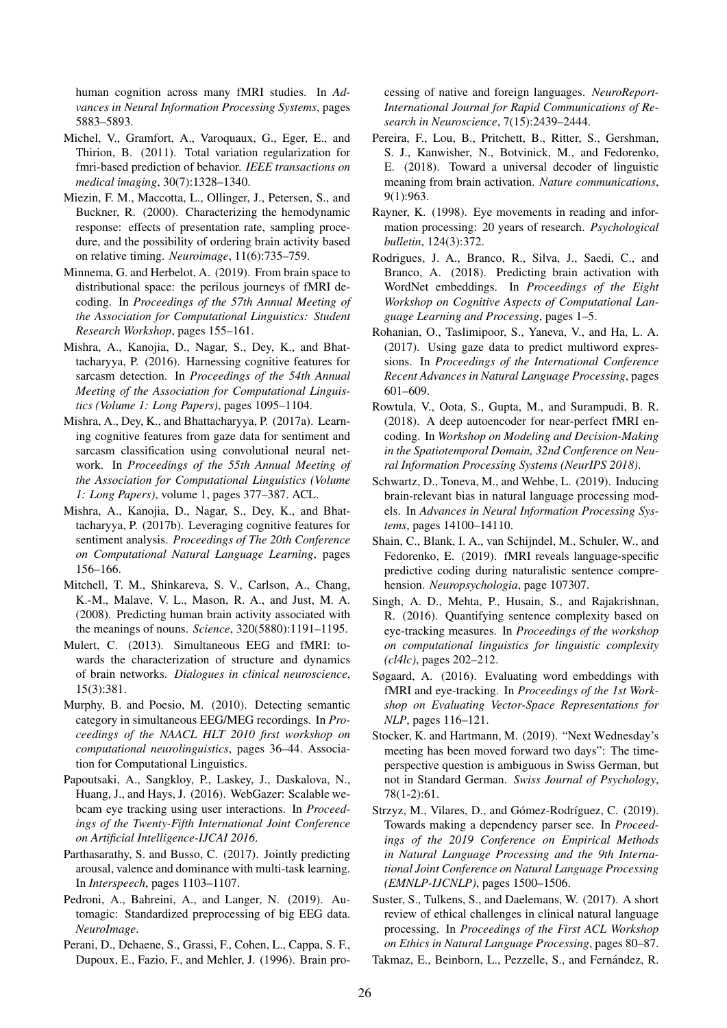human cognition across many fMRI studies. In *Advances in Neural Information Processing Systems*, pages 5883–5893.

Michel, V., Gramfort, A., Varoquaux, G., Eger, E., and Thirion, B. (2011). Total variation regularization for fmri-based prediction of behavior. *IEEE transactions on medical imaging*, 30(7):1328–1340.

Miezin, F. M., Maccotta, L., Ollinger, J., Petersen, S., and Buckner, R. (2000). Characterizing the hemodynamic response: effects of presentation rate, sampling procedure, and the possibility of ordering brain activity based on relative timing. *Neuroimage*, 11(6):735–759.

Minnema, G. and Herbelot, A. (2019). From brain space to distributional space: the perilous journeys of fMRI decoding. In *Proceedings of the 57th Annual Meeting of the Association for Computational Linguistics: Student Research Workshop*, pages 155–161.

Mishra, A., Kanojia, D., Nagar, S., Dey, K., and Bhattacharyya, P. (2016). Harnessing cognitive features for sarcasm detection. In *Proceedings of the 54th Annual Meeting of the Association for Computational Linguistics (Volume 1: Long Papers)*, pages 1095–1104.

Mishra, A., Dey, K., and Bhattacharyya, P. (2017a). Learning cognitive features from gaze data for sentiment and sarcasm classification using convolutional neural network. In *Proceedings of the 55th Annual Meeting of the Association for Computational Linguistics (Volume 1: Long Papers)*, volume 1, pages 377–387. ACL.

Mishra, A., Kanojia, D., Nagar, S., Dey, K., and Bhattacharyya, P. (2017b). Leveraging cognitive features for sentiment analysis. *Proceedings of The 20th Conference on Computational Natural Language Learning*, pages 156–166.

Mitchell, T. M., Shinkareva, S. V., Carlson, A., Chang, K.-M., Malave, V. L., Mason, R. A., and Just, M. A. (2008). Predicting human brain activity associated with the meanings of nouns. *Science*, 320(5880):1191–1195.

Mulert, C. (2013). Simultaneous EEG and fMRI: towards the characterization of structure and dynamics of brain networks. *Dialogues in clinical neuroscience*, 15(3):381.

Murphy, B. and Poesio, M. (2010). Detecting semantic category in simultaneous EEG/MEG recordings. In *Proceedings of the NAACL HLT 2010 first workshop on computational neurolinguistics*, pages 36–44. Association for Computational Linguistics.

Papoutsaki, A., Sangkloy, P., Laskey, J., Daskalova, N., Huang, J., and Hays, J. (2016). WebGazer: Scalable webcam eye tracking using user interactions. In *Proceedings of the Twenty-Fifth International Joint Conference on Artificial Intelligence-IJCAI 2016*.

Parthasarathy, S. and Busso, C. (2017). Jointly predicting arousal, valence and dominance with multi-task learning. In *Interspeech*, pages 1103–1107.

Pedroni, A., Bahreini, A., and Langer, N. (2019). Automagic: Standardized preprocessing of big EEG data. *NeuroImage*.

Perani, D., Dehaene, S., Grassi, F., Cohen, L., Cappa, S. F., Dupoux, E., Fazio, F., and Mehler, J. (1996). Brain processing of native and foreign languages. *NeuroReport-International Journal for Rapid Communications of Research in Neuroscience*, 7(15):2439–2444.

Pereira, F., Lou, B., Pritchett, B., Ritter, S., Gershman, S. J., Kanwisher, N., Botvinick, M., and Fedorenko, E. (2018). Toward a universal decoder of linguistic meaning from brain activation. *Nature communications*, 9(1):963.

Rayner, K. (1998). Eye movements in reading and information processing: 20 years of research. *Psychological bulletin*, 124(3):372.

Rodrigues, J. A., Branco, R., Silva, J., Saedi, C., and Branco, A. (2018). Predicting brain activation with WordNet embeddings. In *Proceedings of the Eight Workshop on Cognitive Aspects of Computational Language Learning and Processing*, pages 1–5.

Rohanian, O., Taslimipoor, S., Yaneva, V., and Ha, L. A. (2017). Using gaze data to predict multiword expressions. In *Proceedings of the International Conference Recent Advances in Natural Language Processing*, pages 601–609.

Rowtula, V., Oota, S., Gupta, M., and Surampudi, B. R. (2018). A deep autoencoder for near-perfect fMRI encoding. In *Workshop on Modeling and Decision-Making in the Spatiotemporal Domain, 32nd Conference on Neural Information Processing Systems (NeurIPS 2018)*.

Schwartz, D., Toneva, M., and Wehbe, L. (2019). Inducing brain-relevant bias in natural language processing models. In *Advances in Neural Information Processing Systems*, pages 14100–14110.

Shain, C., Blank, I. A., van Schijndel, M., Schuler, W., and Fedorenko, E. (2019). fMRI reveals language-specific predictive coding during naturalistic sentence comprehension. *Neuropsychologia*, page 107307.

Singh, A. D., Mehta, P., Husain, S., and Rajakrishnan, R. (2016). Quantifying sentence complexity based on eye-tracking measures. In *Proceedings of the workshop on computational linguistics for linguistic complexity (cl4lc)*, pages 202–212.

Søgaard, A. (2016). Evaluating word embeddings with fMRI and eye-tracking. In *Proceedings of the 1st Workshop on Evaluating Vector-Space Representations for NLP*, pages 116–121.

Stocker, K. and Hartmann, M. (2019). "Next Wednesday's meeting has been moved forward two days": The time-perspective question is ambiguous in Swiss German, but not in Standard German. *Swiss Journal of Psychology*, 78(1-2):61.

Strzyz, M., Vilares, D., and Gómez-Rodríguez, C. (2019). Towards making a dependency parser see. In *Proceedings of the 2019 Conference on Empirical Methods in Natural Language Processing and the 9th International Joint Conference on Natural Language Processing (EMNLP-IJCNLP)*, pages 1500–1506.

Suster, S., Tulkens, S., and Daelemans, W. (2017). A short review of ethical challenges in clinical natural language processing. In *Proceedings of the First ACL Workshop on Ethics in Natural Language Processing*, pages 80–87.

Takmaz, E., Beinborn, L., Pezzelle, S., and Fernández, R.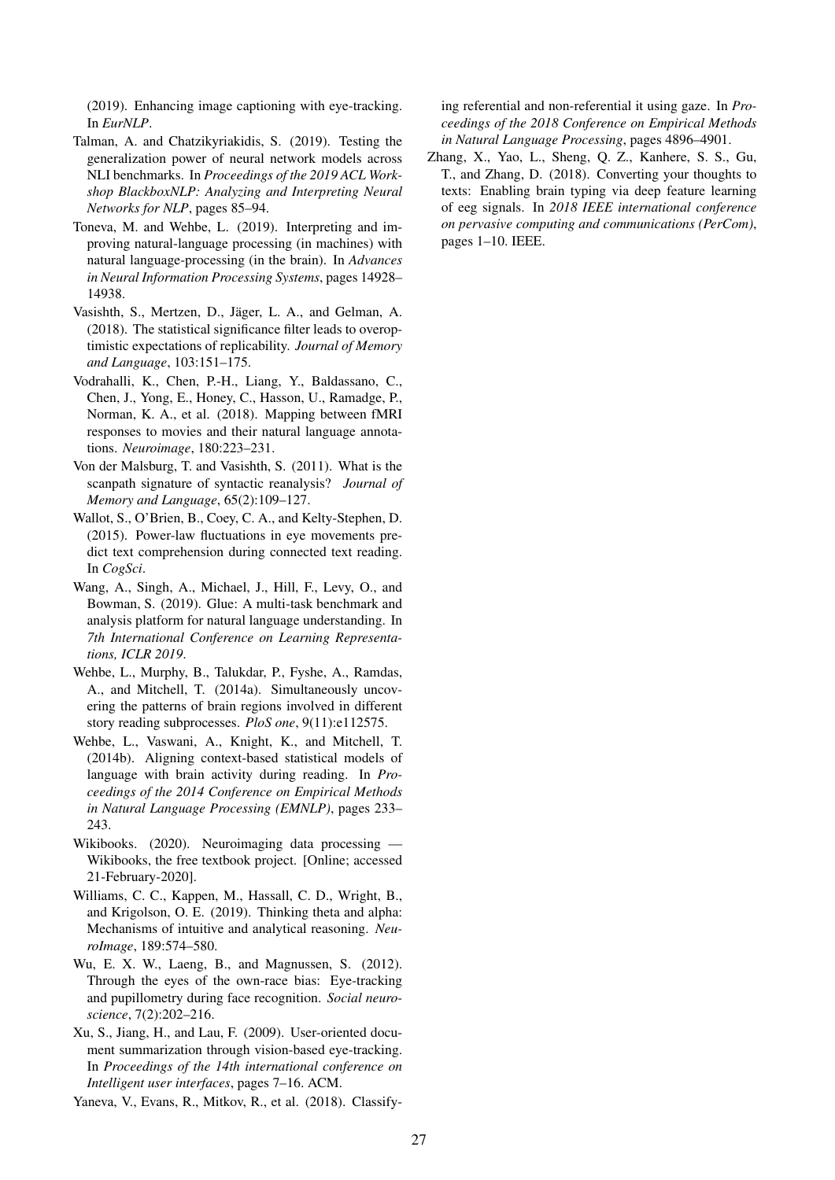(2019). Enhancing image captioning with eye-tracking. In *EurNLP*.

Talman, A. and Chatzikyriakidis, S. (2019). Testing the generalization power of neural network models across NLI benchmarks. In *Proceedings of the 2019 ACL Workshop BlackboxNLP: Analyzing and Interpreting Neural Networks for NLP*, pages 85–94.

Toneva, M. and Wehbe, L. (2019). Interpreting and improving natural-language processing (in machines) with natural language-processing (in the brain). In *Advances in Neural Information Processing Systems*, pages 14928–14938.

Vasishth, S., Mertzen, D., Jäger, L. A., and Gelman, A. (2018). The statistical significance filter leads to overoptimistic expectations of replicability. *Journal of Memory and Language*, 103:151–175.

Vodrahalli, K., Chen, P.-H., Liang, Y., Baldassano, C., Chen, J., Yong, E., Honey, C., Hasson, U., Ramadge, P., Norman, K. A., et al. (2018). Mapping between fMRI responses to movies and their natural language annotations. *Neuroimage*, 180:223–231.

Von der Malsburg, T. and Vasishth, S. (2011). What is the scanpath signature of syntactic reanalysis? *Journal of Memory and Language*, 65(2):109–127.

Wallot, S., O'Brien, B., Coey, C. A., and Kelty-Stephen, D. (2015). Power-law fluctuations in eye movements predict text comprehension during connected text reading. In *CogSci*.

Wang, A., Singh, A., Michael, J., Hill, F., Levy, O., and Bowman, S. (2019). Glue: A multi-task benchmark and analysis platform for natural language understanding. In *7th International Conference on Learning Representations, ICLR 2019*.

Wehbe, L., Murphy, B., Talukdar, P., Fyshe, A., Ramdas, A., and Mitchell, T. (2014a). Simultaneously uncovering the patterns of brain regions involved in different story reading subprocesses. *PloS one*, 9(11):e112575.

Wehbe, L., Vaswani, A., Knight, K., and Mitchell, T. (2014b). Aligning context-based statistical models of language with brain activity during reading. In *Proceedings of the 2014 Conference on Empirical Methods in Natural Language Processing (EMNLP)*, pages 233–243.

Wikibooks. (2020). Neuroimaging data processing — Wikibooks, the free textbook project. [Online; accessed 21-February-2020].

Williams, C. C., Kappen, M., Hassall, C. D., Wright, B., and Krigolson, O. E. (2019). Thinking theta and alpha: Mechanisms of intuitive and analytical reasoning. *NeuroImage*, 189:574–580.

Wu, E. X. W., Laeng, B., and Magnussen, S. (2012). Through the eyes of the own-race bias: Eye-tracking and pupillometry during face recognition. *Social neuroscience*, 7(2):202–216.

Xu, S., Jiang, H., and Lau, F. (2009). User-oriented document summarization through vision-based eye-tracking. In *Proceedings of the 14th international conference on Intelligent user interfaces*, pages 7–16. ACM.

Yaneva, V., Evans, R., Mitkov, R., et al. (2018). Classifying referential and non-referential it using gaze. In *Proceedings of the 2018 Conference on Empirical Methods in Natural Language Processing*, pages 4896–4901.

Zhang, X., Yao, L., Sheng, Q. Z., Kanhere, S. S., Gu, T., and Zhang, D. (2018). Converting your thoughts to texts: Enabling brain typing via deep feature learning of eeg signals. In *2018 IEEE international conference on pervasive computing and communications (PerCom)*, pages 1–10. IEEE.